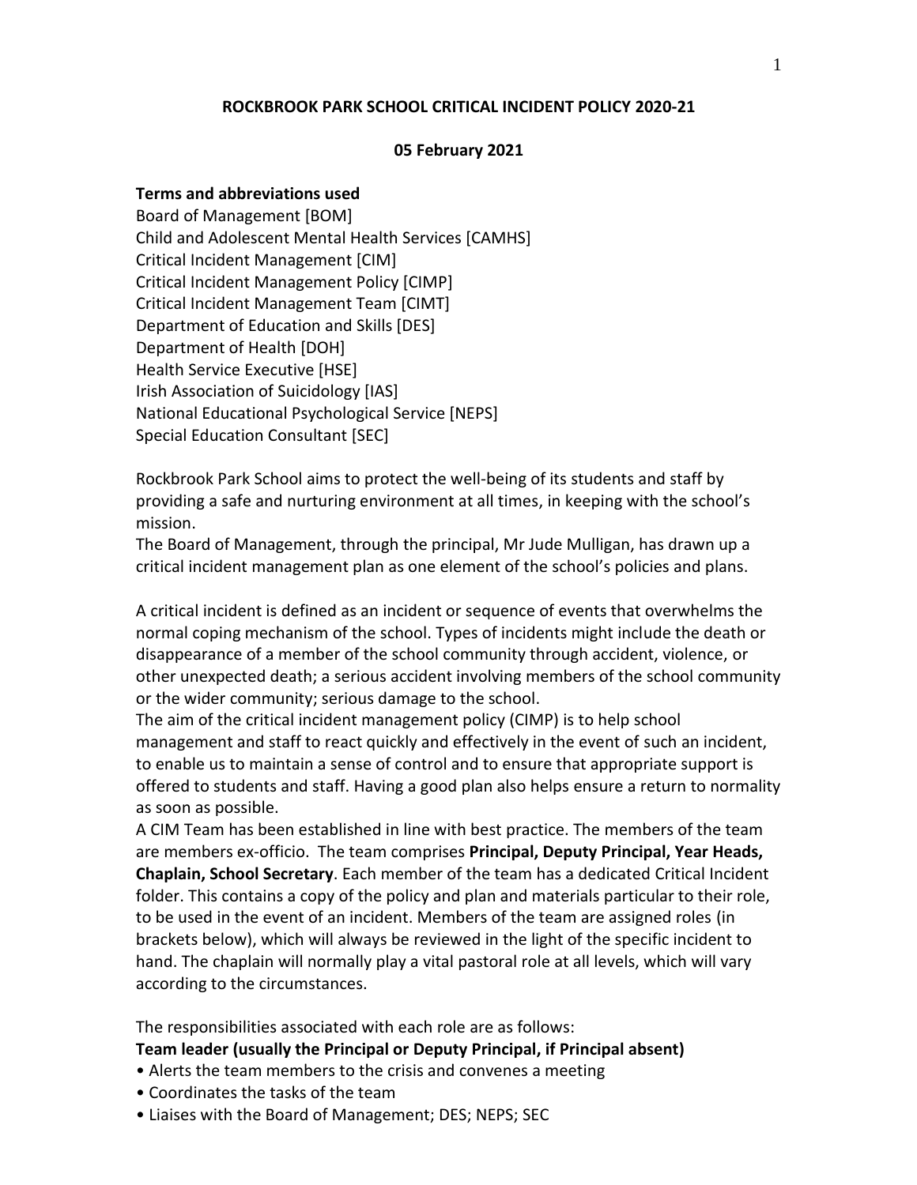# ROCKBROOK PARK SCHOOL CRITICAL INCIDENT POLICY 2020-21

**05 February 2021**

**Terms and abbreviations used**

Board of Management [BOM]
Child and Adolescent Mental Health Services [CAMHS]
Critical Incident Management [CIM]
Critical Incident Management Policy [CIMP]
Critical Incident Management Team [CIMT]
Department of Education and Skills [DES]
Department of Health [DOH]
Health Service Executive [HSE]
Irish Association of Suicidology [IAS]
National Educational Psychological Service [NEPS]
Special Education Consultant [SEC]

Rockbrook Park School aims to protect the well-being of its students and staff by providing a safe and nurturing environment at all times, in keeping with the school's mission.
The Board of Management, through the principal, Mr Jude Mulligan, has drawn up a critical incident management plan as one element of the school's policies and plans.

A critical incident is defined as an incident or sequence of events that overwhelms the normal coping mechanism of the school. Types of incidents might include the death or disappearance of a member of the school community through accident, violence, or other unexpected death; a serious accident involving members of the school community or the wider community; serious damage to the school.
The aim of the critical incident management policy (CIMP) is to help school management and staff to react quickly and effectively in the event of such an incident, to enable us to maintain a sense of control and to ensure that appropriate support is offered to students and staff. Having a good plan also helps ensure a return to normality as soon as possible.
A CIM Team has been established in line with best practice. The members of the team are members ex-officio. The team comprises **Principal, Deputy Principal, Year Heads, Chaplain, School Secretary**. Each member of the team has a dedicated Critical Incident folder. This contains a copy of the policy and plan and materials particular to their role, to be used in the event of an incident. Members of the team are assigned roles (in brackets below), which will always be reviewed in the light of the specific incident to hand. The chaplain will normally play a vital pastoral role at all levels, which will vary according to the circumstances.

The responsibilities associated with each role are as follows:

**Team leader (usually the Principal or Deputy Principal, if Principal absent)**

- Alerts the team members to the crisis and convenes a meeting
- Coordinates the tasks of the team
- Liaises with the Board of Management; DES; NEPS; SEC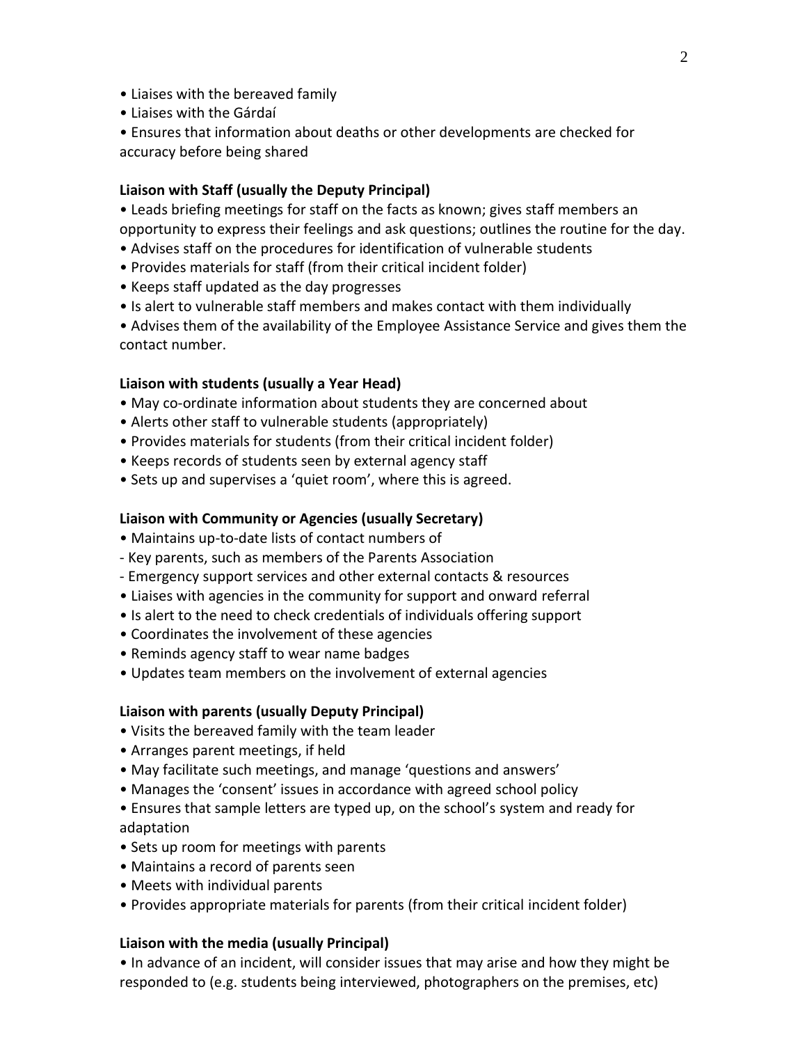- Liaises with the bereaved family
- Liaises with the Gárdaí
- Ensures that information about deaths or other developments are checked for accuracy before being shared

**Liaison with Staff (usually the Deputy Principal)**

- Leads briefing meetings for staff on the facts as known; gives staff members an opportunity to express their feelings and ask questions; outlines the routine for the day.
- Advises staff on the procedures for identification of vulnerable students
- Provides materials for staff (from their critical incident folder)
- Keeps staff updated as the day progresses
- Is alert to vulnerable staff members and makes contact with them individually
- Advises them of the availability of the Employee Assistance Service and gives them the contact number.

**Liaison with students (usually a Year Head)**

- May co-ordinate information about students they are concerned about
- Alerts other staff to vulnerable students (appropriately)
- Provides materials for students (from their critical incident folder)
- Keeps records of students seen by external agency staff
- Sets up and supervises a 'quiet room', where this is agreed.

**Liaison with Community or Agencies (usually Secretary)**

- Maintains up-to-date lists of contact numbers of
  - Key parents, such as members of the Parents Association
  - Emergency support services and other external contacts & resources
- Liaises with agencies in the community for support and onward referral
- Is alert to the need to check credentials of individuals offering support
- Coordinates the involvement of these agencies
- Reminds agency staff to wear name badges
- Updates team members on the involvement of external agencies

**Liaison with parents (usually Deputy Principal)**

- Visits the bereaved family with the team leader
- Arranges parent meetings, if held
- May facilitate such meetings, and manage 'questions and answers'
- Manages the 'consent' issues in accordance with agreed school policy
- Ensures that sample letters are typed up, on the school's system and ready for adaptation
- Sets up room for meetings with parents
- Maintains a record of parents seen
- Meets with individual parents
- Provides appropriate materials for parents (from their critical incident folder)

**Liaison with the media (usually Principal)**

- In advance of an incident, will consider issues that may arise and how they might be responded to (e.g. students being interviewed, photographers on the premises, etc)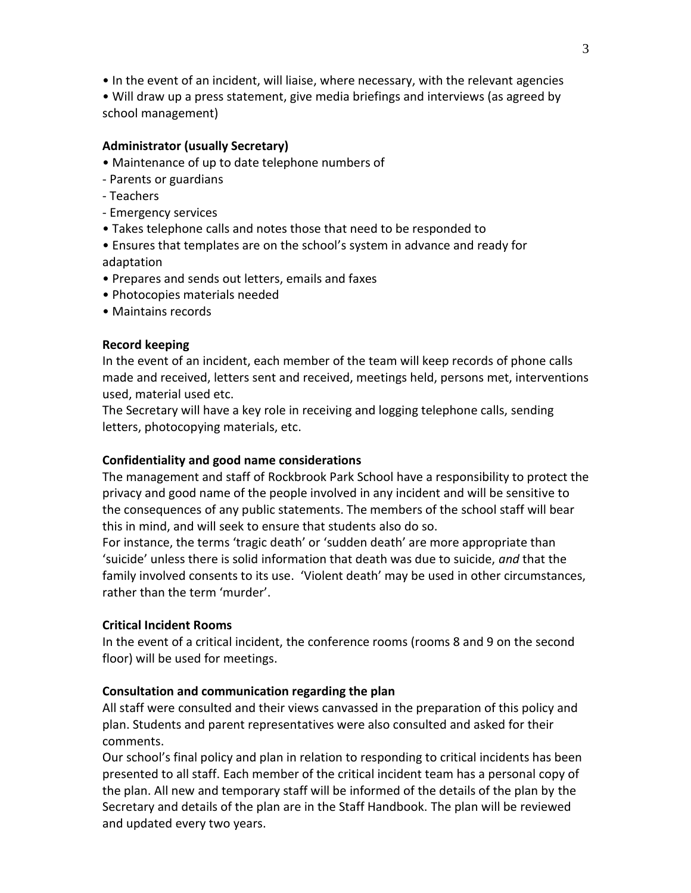- In the event of an incident, will liaise, where necessary, with the relevant agencies
- Will draw up a press statement, give media briefings and interviews (as agreed by school management)

**Administrator (usually Secretary)**

- Maintenance of up to date telephone numbers of
  - Parents or guardians
  - Teachers
  - Emergency services
- Takes telephone calls and notes those that need to be responded to
- Ensures that templates are on the school's system in advance and ready for adaptation
- Prepares and sends out letters, emails and faxes
- Photocopies materials needed
- Maintains records

**Record keeping**

In the event of an incident, each member of the team will keep records of phone calls made and received, letters sent and received, meetings held, persons met, interventions used, material used etc.

The Secretary will have a key role in receiving and logging telephone calls, sending letters, photocopying materials, etc.

**Confidentiality and good name considerations**

The management and staff of Rockbrook Park School have a responsibility to protect the privacy and good name of the people involved in any incident and will be sensitive to the consequences of any public statements. The members of the school staff will bear this in mind, and will seek to ensure that students also do so.

For instance, the terms 'tragic death' or 'sudden death' are more appropriate than 'suicide' unless there is solid information that death was due to suicide, *and* that the family involved consents to its use. 'Violent death' may be used in other circumstances, rather than the term 'murder'.

**Critical Incident Rooms**

In the event of a critical incident, the conference rooms (rooms 8 and 9 on the second floor) will be used for meetings.

**Consultation and communication regarding the plan**

All staff were consulted and their views canvassed in the preparation of this policy and plan. Students and parent representatives were also consulted and asked for their comments.

Our school's final policy and plan in relation to responding to critical incidents has been presented to all staff. Each member of the critical incident team has a personal copy of the plan. All new and temporary staff will be informed of the details of the plan by the Secretary and details of the plan are in the Staff Handbook. The plan will be reviewed and updated every two years.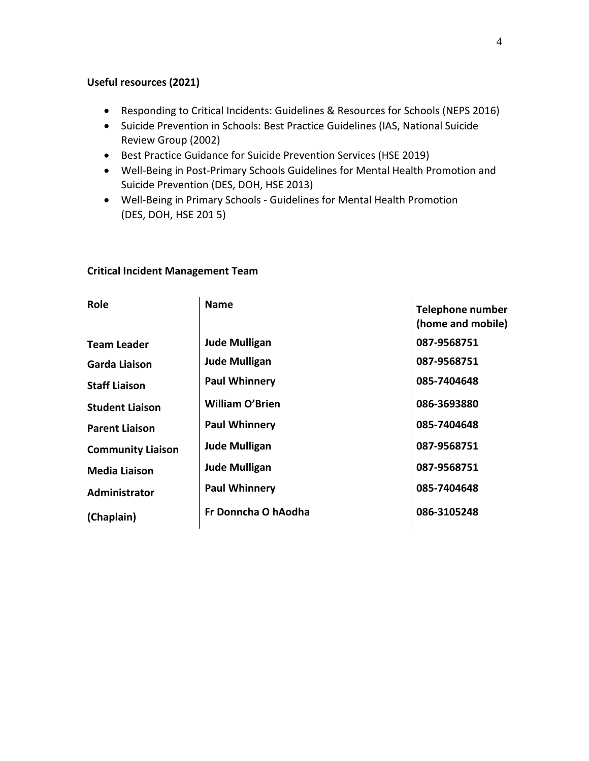**Useful resources (2021)**

- Responding to Critical Incidents: Guidelines & Resources for Schools (NEPS 2016)
- Suicide Prevention in Schools: Best Practice Guidelines (IAS, National Suicide Review Group (2002)
- Best Practice Guidance for Suicide Prevention Services (HSE 2019)
- Well-Being in Post-Primary Schools Guidelines for Mental Health Promotion and Suicide Prevention (DES, DOH, HSE 2013)
- Well-Being in Primary Schools - Guidelines for Mental Health Promotion (DES, DOH, HSE 201 5)

**Critical Incident Management Team**

| Role | Name | Telephone number (home and mobile) |
|---|---|---|
| **Team Leader** | **Jude Mulligan** | **087-9568751** |
| **Garda Liaison** | **Jude Mulligan** | **087-9568751** |
| **Staff Liaison** | **Paul Whinnery** | **085-7404648** |
| **Student Liaison** | **William O'Brien** | **086-3693880** |
| **Parent Liaison** | **Paul Whinnery** | **085-7404648** |
| **Community Liaison** | **Jude Mulligan** | **087-9568751** |
| **Media Liaison** | **Jude Mulligan** | **087-9568751** |
| **Administrator** | **Paul Whinnery** | **085-7404648** |
| **(Chaplain)** | **Fr Donncha O hAodha** | **086-3105248** |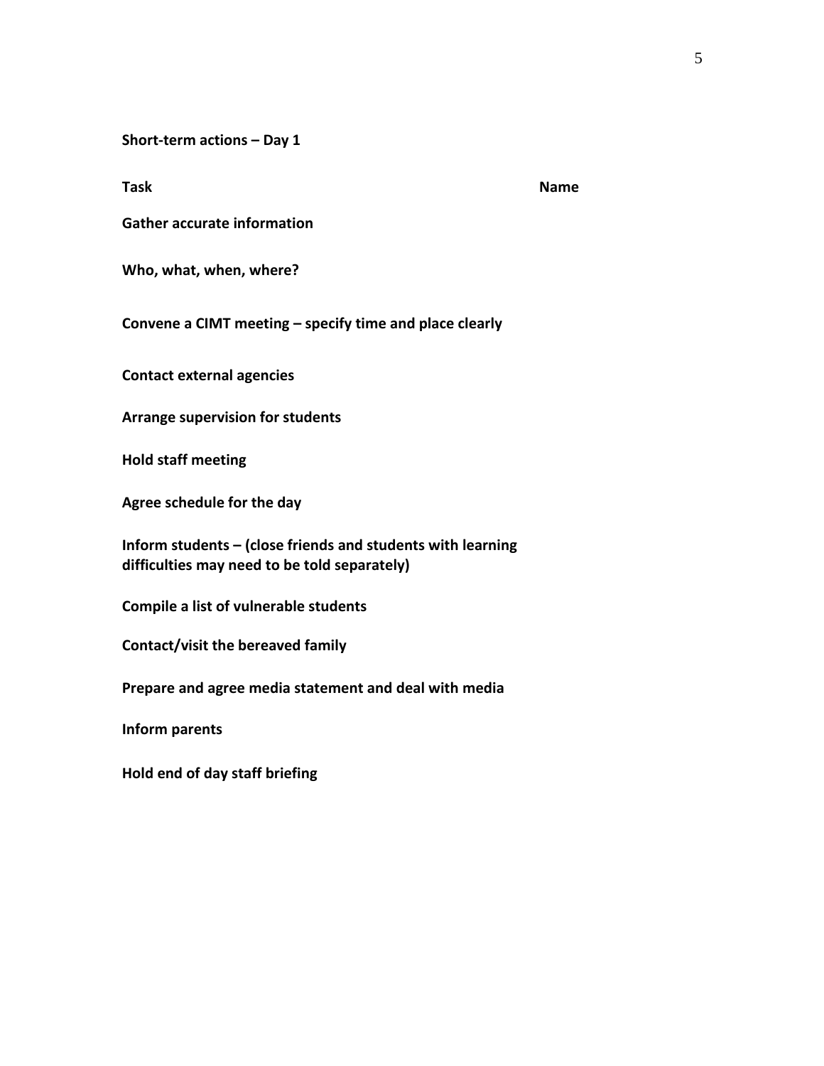**Short-term actions – Day 1**

| Task | Name |
| --- | --- |
| **Gather accurate information** | |
| **Who, what, when, where?** | |
| **Convene a CIMT meeting – specify time and place clearly** | |
| **Contact external agencies** | |
| **Arrange supervision for students** | |
| **Hold staff meeting** | |
| **Agree schedule for the day** | |
| **Inform students – (close friends and students with learning difficulties may need to be told separately)** | |
| **Compile a list of vulnerable students** | |
| **Contact/visit the bereaved family** | |
| **Prepare and agree media statement and deal with media** | |
| **Inform parents** | |
| **Hold end of day staff briefing** | |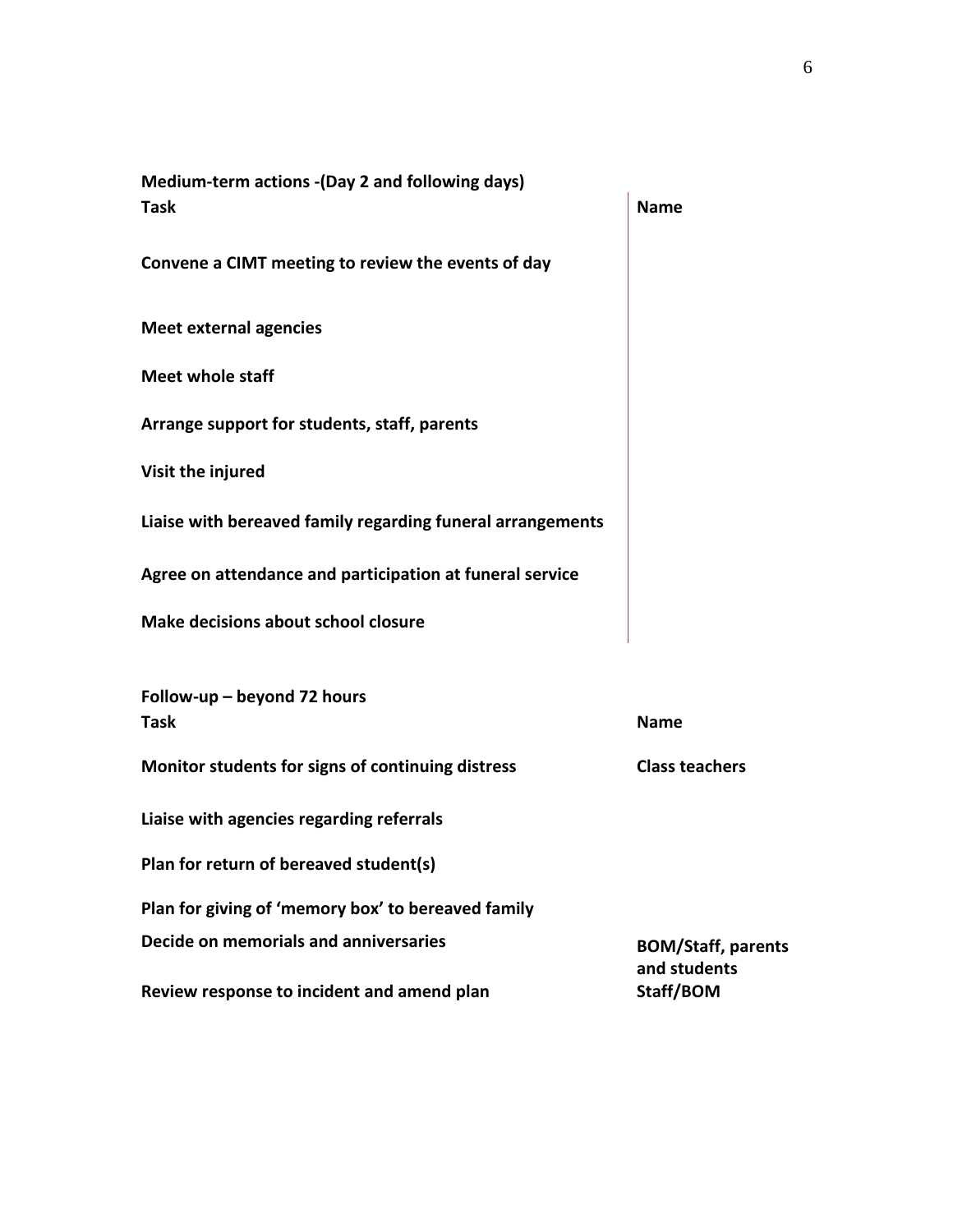**Medium-term actions -(Day 2 and following days)**

| Task | Name |
|---|---|
| **Convene a CIMT meeting to review the events of day** | |
| **Meet external agencies** | |
| **Meet whole staff** | |
| **Arrange support for students, staff, parents** | |
| **Visit the injured** | |
| **Liaise with bereaved family regarding funeral arrangements** | |
| **Agree on attendance and participation at funeral service** | |
| **Make decisions about school closure** | |

**Follow-up – beyond 72 hours**

| Task | Name |
|---|---|
| **Monitor students for signs of continuing distress** | **Class teachers** |
| **Liaise with agencies regarding referrals** | |
| **Plan for return of bereaved student(s)** | |
| **Plan for giving of 'memory box' to bereaved family** | |
| **Decide on memorials and anniversaries** | **BOM/Staff, parents and students** |
| **Review response to incident and amend plan** | **Staff/BOM** |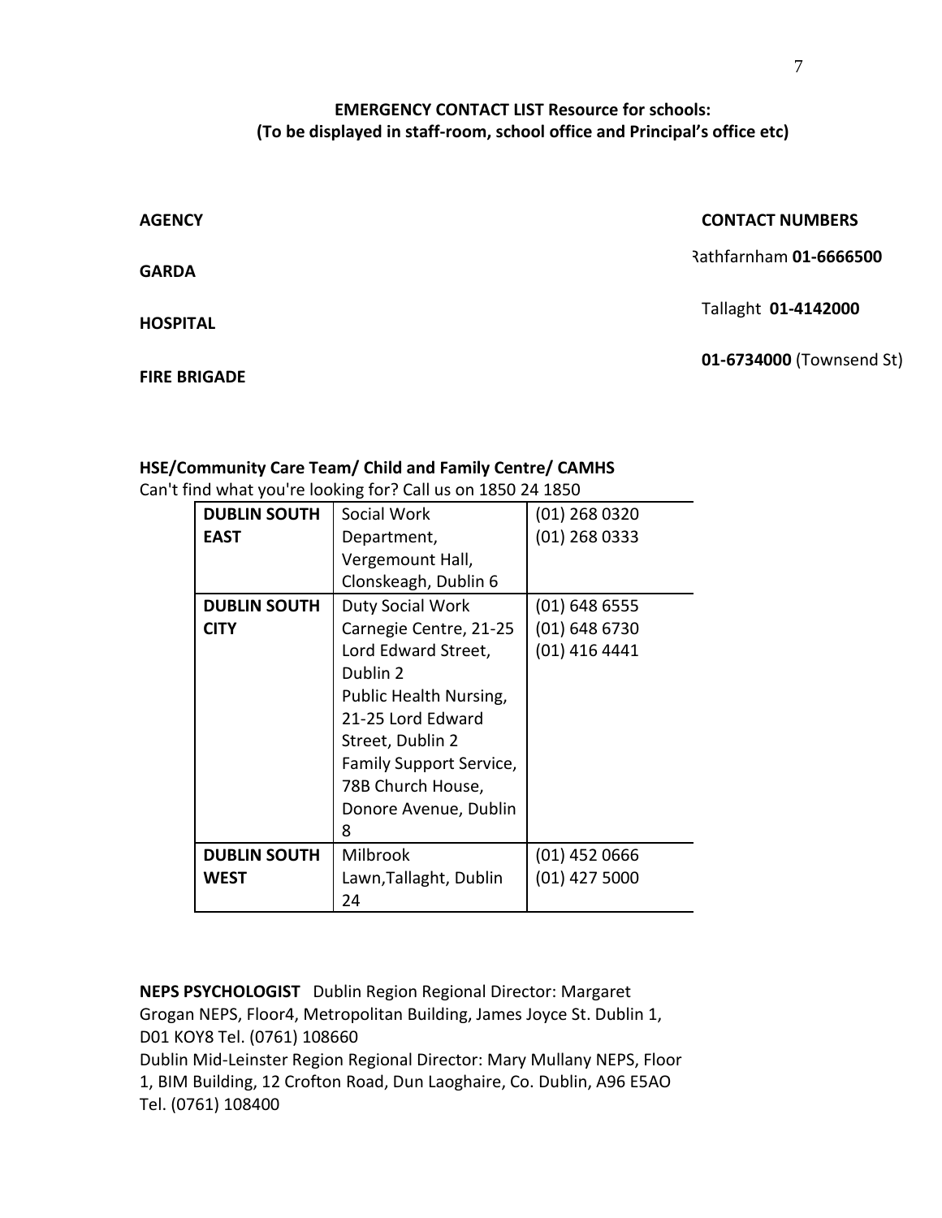**EMERGENCY CONTACT LIST Resource for schools:**
**(To be displayed in staff-room, school office and Principal's office etc)**

| AGENCY | CONTACT NUMBERS |
|---|---|
| **GARDA** | Rathfarnham **01-6666500** |
| **HOSPITAL** | Tallaght **01-4142000** |
| **FIRE BRIGADE** | **01-6734000** (Townsend St) |

**HSE/Community Care Team/ Child and Family Centre/ CAMHS**
Can't find what you're looking for? Call us on 1850 24 1850

| | | |
|---|---|---|
| **DUBLIN SOUTH EAST** | Social Work Department, Vergemount Hall, Clonskeagh, Dublin 6 | (01) 268 0320<br>(01) 268 0333 |
| **DUBLIN SOUTH CITY** | Duty Social Work Carnegie Centre, 21-25 Lord Edward Street, Dublin 2<br>Public Health Nursing, 21-25 Lord Edward Street, Dublin 2<br>Family Support Service, 78B Church House, Donore Avenue, Dublin 8 | (01) 648 6555<br>(01) 648 6730<br>(01) 416 4441 |
| **DUBLIN SOUTH WEST** | Milbrook Lawn,Tallaght, Dublin 24 | (01) 452 0666<br>(01) 427 5000 |

**NEPS PSYCHOLOGIST** Dublin Region Regional Director: Margaret Grogan NEPS, Floor4, Metropolitan Building, James Joyce St. Dublin 1, D01 KOY8 Tel. (0761) 108660
Dublin Mid-Leinster Region Regional Director: Mary Mullany NEPS, Floor 1, BIM Building, 12 Crofton Road, Dun Laoghaire, Co. Dublin, A96 E5AO Tel. (0761) 108400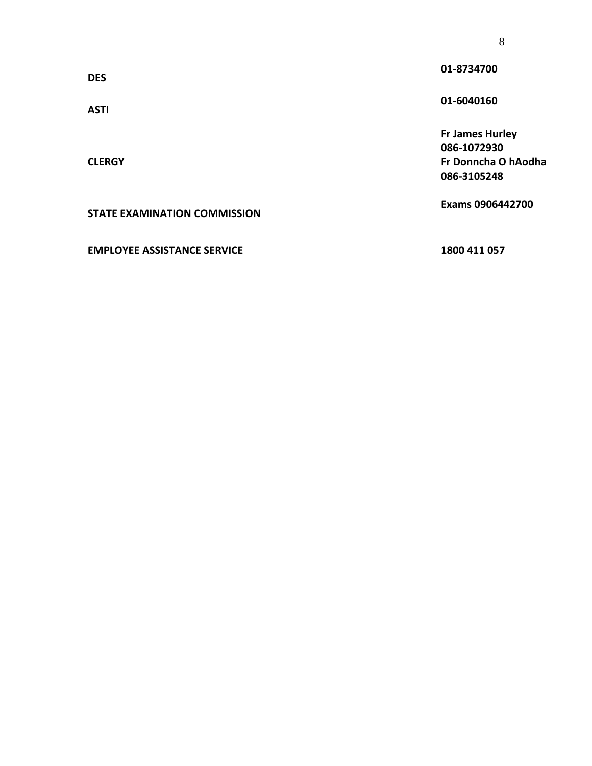| | |
|---|---|
| **DES** | **01-8734700** |
| **ASTI** | **01-6040160** |
| **CLERGY** | **Fr James Hurley**<br>**086-1072930**<br>**Fr Donncha O hAodha**<br>**086-3105248** |
| **STATE EXAMINATION COMMISSION** | **Exams 0906442700** |
| **EMPLOYEE ASSISTANCE SERVICE** | **1800 411 057** |